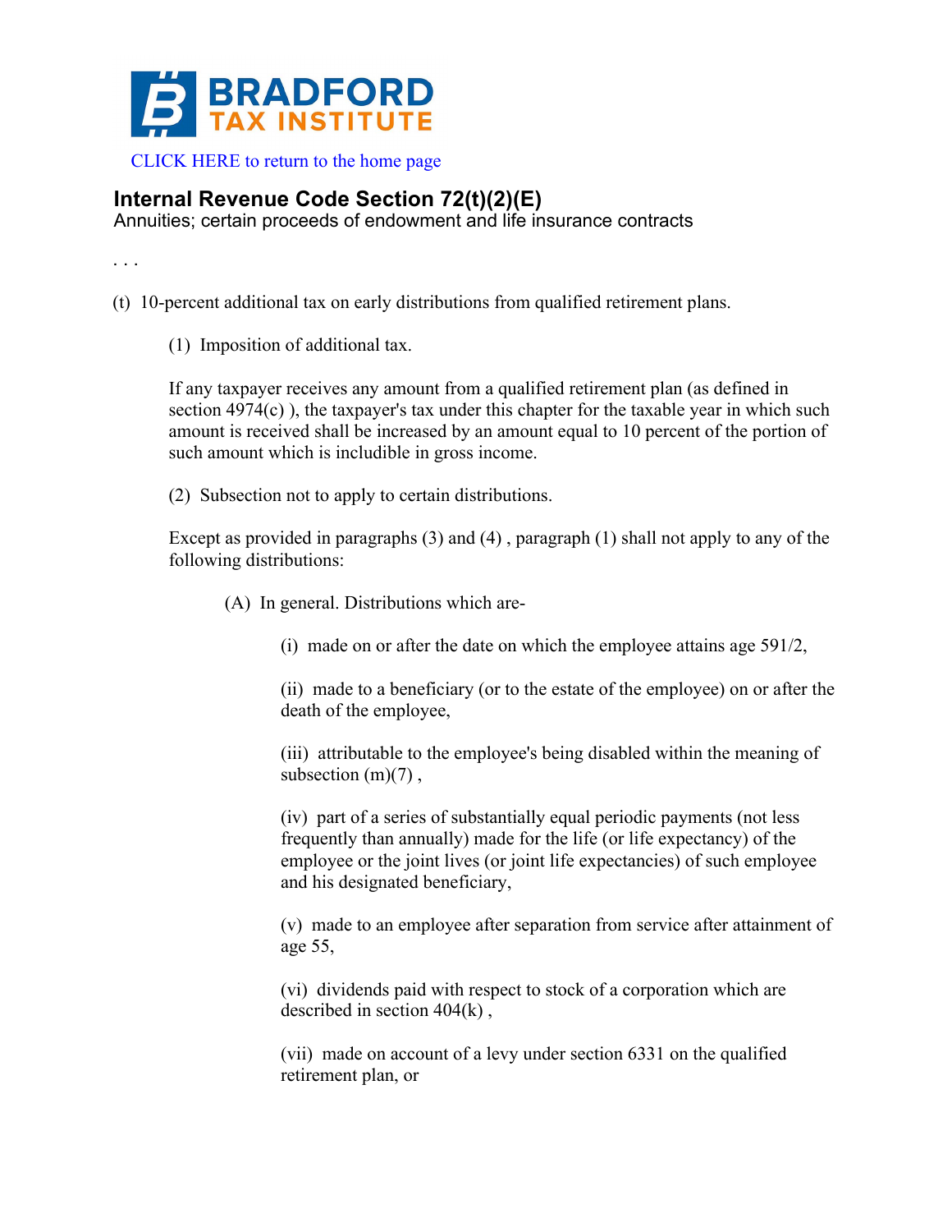BRADFORD TAX INSTITUTE

CLICK HERE to return to the home page

## Internal Revenue Code Section 72(t)(2)(E)

Annuities; certain proceeds of endowment and life insurance contracts

. . .

(t) 10-percent additional tax on early distributions from qualified retirement plans.

(1) Imposition of additional tax.

If any taxpayer receives any amount from a qualified retirement plan (as defined in section 4974(c) ), the taxpayer's tax under this chapter for the taxable year in which such amount is received shall be increased by an amount equal to 10 percent of the portion of such amount which is includible in gross income.

(2) Subsection not to apply to certain distributions.

Except as provided in paragraphs (3) and (4) , paragraph (1) shall not apply to any of the following distributions:

(A) In general. Distributions which are-

(i) made on or after the date on which the employee attains age 591/2,

(ii) made to a beneficiary (or to the estate of the employee) on or after the death of the employee,

(iii) attributable to the employee's being disabled within the meaning of subsection (m)(7) ,

(iv) part of a series of substantially equal periodic payments (not less frequently than annually) made for the life (or life expectancy) of the employee or the joint lives (or joint life expectancies) of such employee and his designated beneficiary,

(v) made to an employee after separation from service after attainment of age 55,

(vi) dividends paid with respect to stock of a corporation which are described in section 404(k) ,

(vii) made on account of a levy under section 6331 on the qualified retirement plan, or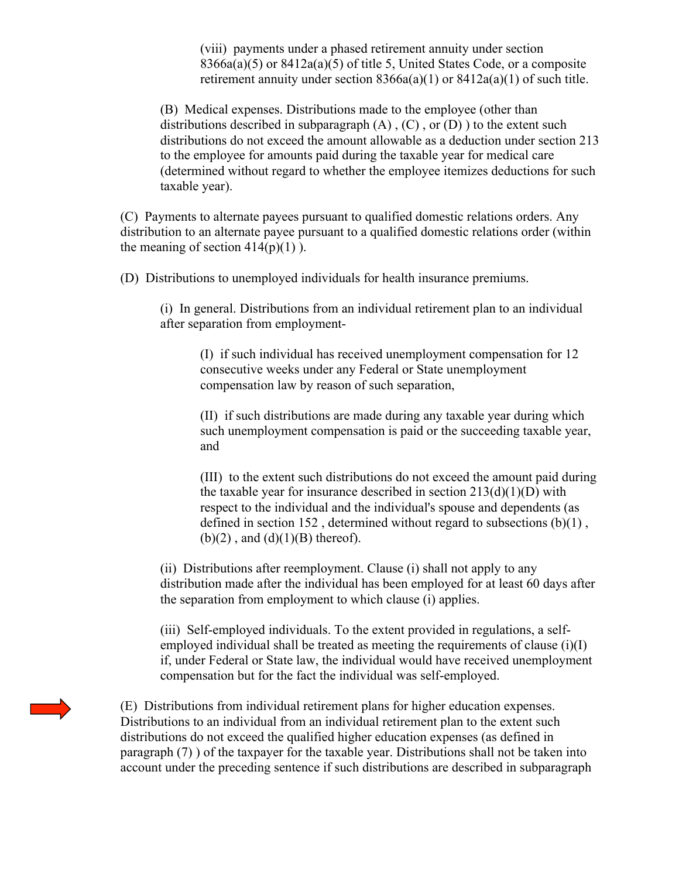(viii) payments under a phased retirement annuity under section 8366a(a)(5) or 8412a(a)(5) of title 5, United States Code, or a composite retirement annuity under section 8366a(a)(1) or 8412a(a)(1) of such title.

(B) Medical expenses. Distributions made to the employee (other than distributions described in subparagraph (A) , (C) , or (D) ) to the extent such distributions do not exceed the amount allowable as a deduction under section 213 to the employee for amounts paid during the taxable year for medical care (determined without regard to whether the employee itemizes deductions for such taxable year).

(C) Payments to alternate payees pursuant to qualified domestic relations orders. Any distribution to an alternate payees pursuant to a qualified domestic relations order (within the meaning of section 414(p)(1) ).

(D) Distributions to unemployed individuals for health insurance premiums.

(i) In general. Distributions from an individual retirement plan to an individual after separation from employment-

(I) if such individual has received unemployment compensation for 12 consecutive weeks under any Federal or State unemployment compensation law by reason of such separation,

(II) if such distributions are made during any taxable year during which such unemployment compensation is paid or the succeeding taxable year, and

(III) to the extent such distributions do not exceed the amount paid during the taxable year for insurance described in section 213(d)(1)(D) with respect to the individual and the individual's spouse and dependents (as defined in section 152 , determined without regard to subsections (b)(1) , (b)(2) , and (d)(1)(B) thereof).

(ii) Distributions after reemployment. Clause (i) shall not apply to any distribution made after the individual has been employed for at least 60 days after the separation from employment to which clause (i) applies.

(iii) Self-employed individuals. To the extent provided in regulations, a self-employed individual shall be treated as meeting the requirements of clause (i)(I) if, under Federal or State law, the individual would have received unemployment compensation but for the fact the individual was self-employed.

(E) Distributions from individual retirement plans for higher education expenses. Distributions to an individual from an individual retirement plan to the extent such distributions do not exceed the qualified higher education expenses (as defined in paragraph (7) ) of the taxpayer for the taxable year. Distributions shall not be taken into account under the preceding sentence if such distributions are described in subparagraph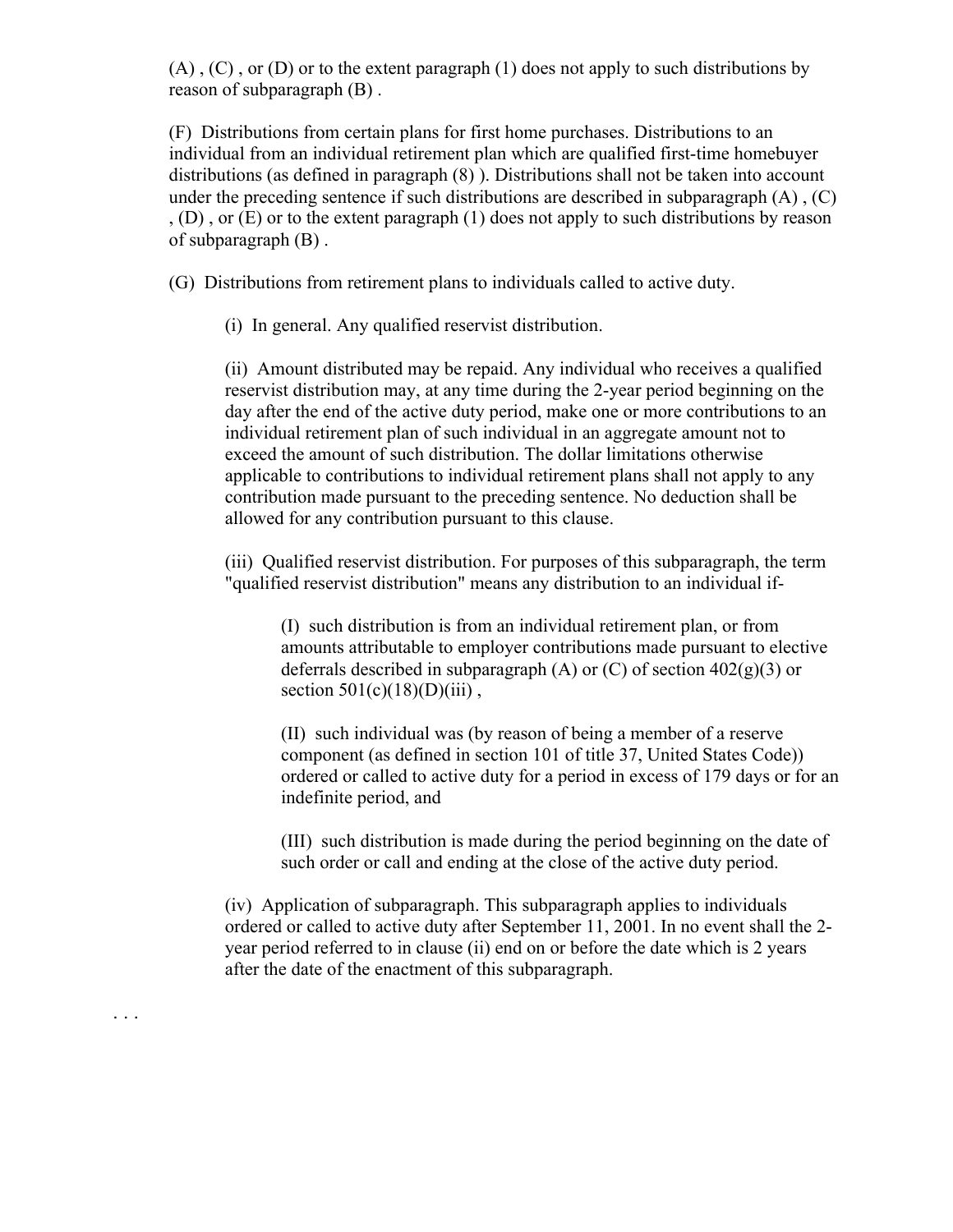(A) , (C) , or (D) or to the extent paragraph (1) does not apply to such distributions by reason of subparagraph (B) .

(F) Distributions from certain plans for first home purchases. Distributions to an individual from an individual retirement plan which are qualified first-time homebuyer distributions (as defined in paragraph (8) ). Distributions shall not be taken into account under the preceding sentence if such distributions are described in subparagraph (A) , (C) , (D) , or (E) or to the extent paragraph (1) does not apply to such distributions by reason of subparagraph (B) .

(G) Distributions from retirement plans to individuals called to active duty.

> (i) In general. Any qualified reservist distribution.
>
> (ii) Amount distributed may be repaid. Any individual who receives a qualified reservist distribution may, at any time during the 2-year period beginning on the day after the end of the active duty period, make one or more contributions to an individual retirement plan of such individual in an aggregate amount not to exceed the amount of such distribution. The dollar limitations otherwise applicable to contributions to individual retirement plans shall not apply to any contribution made pursuant to the preceding sentence. No deduction shall be allowed for any contribution pursuant to this clause.
>
> (iii) Qualified reservist distribution. For purposes of this subparagraph, the term "qualified reservist distribution" means any distribution to an individual if-
>
> > (I) such distribution is from an individual retirement plan, or from amounts attributable to employer contributions made pursuant to elective deferrals described in subparagraph (A) or (C) of section 402(g)(3) or section 501(c)(18)(D)(iii) ,
> >
> > (II) such individual was (by reason of being a member of a reserve component (as defined in section 101 of title 37, United States Code)) ordered or called to active duty for a period in excess of 179 days or for an indefinite period, and
> >
> > (III) such distribution is made during the period beginning on the date of such order or call and ending at the close of the active duty period.
>
> (iv) Application of subparagraph. This subparagraph applies to individuals ordered or called to active duty after September 11, 2001. In no event shall the 2-year period referred to in clause (ii) end on or before the date which is 2 years after the date of the enactment of this subparagraph.

. . .